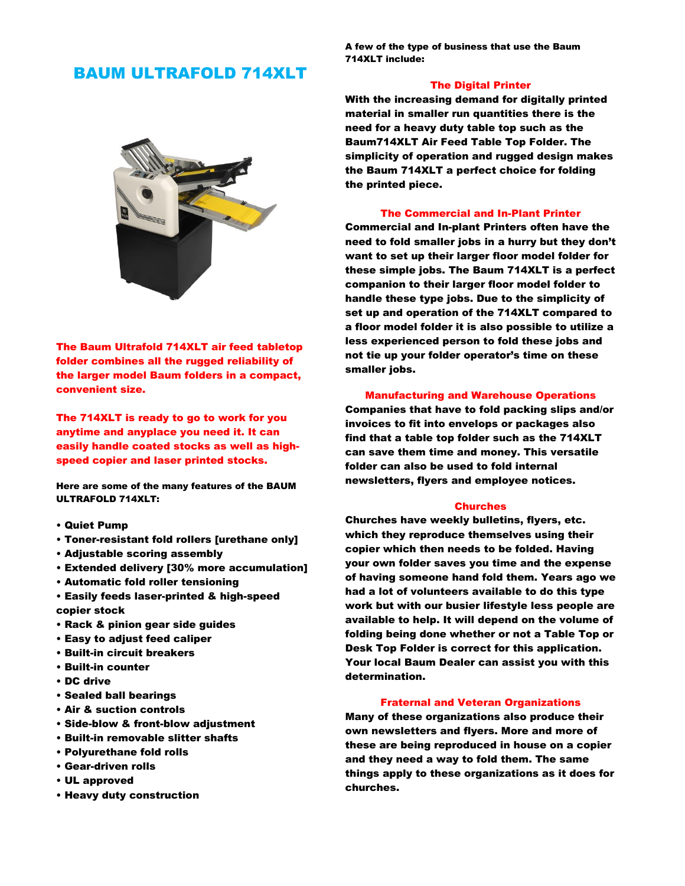# BAUM ULTRAFOLD 714XLT

**The Baum Ultrafold 714XLT air feed tabletop folder combines all the rugged reliability of the larger model Baum folders in a compact, convenient size.**

**The 714XLT is ready to go to work for you anytime and anyplace you need it. It can easily handle coated stocks as well as high-speed copier and laser printed stocks.**

**Here are some of the many features of the BAUM ULTRAFOLD 714XLT:**

- Quiet Pump
- Toner-resistant fold rollers [urethane only]
- Adjustable scoring assembly
- Extended delivery [30% more accumulation]
- Automatic fold roller tensioning
- Easily feeds laser-printed & high-speed copier stock
- Rack & pinion gear side guides
- Easy to adjust feed caliper
- Built-in circuit breakers
- Built-in counter
- DC drive
- Sealed ball bearings
- Air & suction controls
- Side-blow & front-blow adjustment
- Built-in removable slitter shafts
- Polyurethane fold rolls
- Gear-driven rolls
- UL approved
- Heavy duty construction

**A few of the type of business that use the Baum 714XLT include:**

### The Digital Printer

With the increasing demand for digitally printed material in smaller run quantities there is the need for a heavy duty table top such as the Baum714XLT Air Feed Table Top Folder. The simplicity of operation and rugged design makes the Baum 714XLT a perfect choice for folding the printed piece.

### The Commercial and In-Plant Printer

Commercial and In-plant Printers often have the need to fold smaller jobs in a hurry but they don't want to set up their larger floor model folder for these simple jobs. The Baum 714XLT is a perfect companion to their larger floor model folder to handle these type jobs. Due to the simplicity of set up and operation of the 714XLT compared to a floor model folder it is also possible to utilize a less experienced person to fold these jobs and not tie up your folder operator's time on these smaller jobs.

### Manufacturing and Warehouse Operations

Companies that have to fold packing slips and/or invoices to fit into envelops or packages also find that a table top folder such as the 714XLT can save them time and money. This versatile folder can also be used to fold internal newsletters, flyers and employee notices.

### Churches

Churches have weekly bulletins, flyers, etc. which they reproduce themselves using their copier which then needs to be folded. Having your own folder saves you time and the expense of having someone hand fold them. Years ago we had a lot of volunteers available to do this type work but with our busier lifestyle less people are available to help. It will depend on the volume of folding being done whether or not a Table Top or Desk Top Folder is correct for this application. Your local Baum Dealer can assist you with this determination.

### Fraternal and Veteran Organizations

Many of these organizations also produce their own newsletters and flyers. More and more of these are being reproduced in house on a copier and they need a way to fold them. The same things apply to these organizations as it does for churches.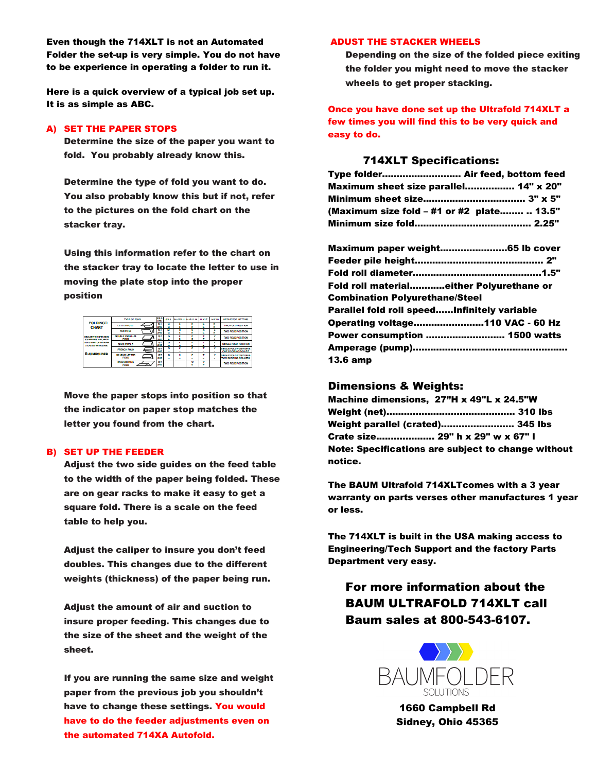Even though the 714XLT is not an Automated Folder the set-up is very simple. You do not have to be experience in operating a folder to run it.

Here is a quick overview of a typical job set up. It is as simple as ABC.

## A) SET THE PAPER STOPS

Determine the size of the paper you want to fold. You probably already know this.

Determine the type of fold you want to do. You also probably know this but if not, refer to the pictures on the fold chart on the stacker tray.

Using this information refer to the chart on the stacker tray to locate the letter to use in moving the plate stop into the proper position

Move the paper stops into position so that the indicator on paper stop matches the letter you found from the chart.

## B) SET UP THE FEEDER

Adjust the two side guides on the feed table to the width of the paper being folded. These are on gear racks to make it easy to get a square fold. There is a scale on the feed table to help you.

Adjust the caliper to insure you don't feed doubles. This changes due to the different weights (thickness) of the paper being run.

Adjust the amount of air and suction to insure proper feeding. This changes due to the size of the sheet and the weight of the sheet.

If you are running the same size and weight paper from the previous job you shouldn't have to change these settings. You would have to do the feeder adjustments even on the automated 714XA Autofold.

## ADUST THE STACKER WHEELS

Depending on the size of the folded piece exiting the folder you might need to move the stacker wheels to get proper stacking.

Once you have done set up the Ultrafold 714XLT a few times you will find this to be very quick and easy to do.

## 714XLT Specifications:

Type folder.......................... Air feed, bottom feed
Maximum sheet size parallel................ 14" x 20"
Minimum sheet size.................................. 3" x 5"
(Maximum size fold – #1 or #2 plate........ .. 13.5"
Minimum size fold...................................... 2.25"

Maximum paper weight......................65 lb cover
Feeder pile height.......................................... 2"
Fold roll diameter..........................................1.5"
Fold roll material...........either Polyurethane or Combination Polyurethane/Steel
Parallel fold roll speed......Infinitely variable
Operating voltage.......................110 VAC - 60 Hz
Power consumption .......................... 1500 watts
Amperage (pump)................................................... 13.6 amp

## Dimensions & Weights:

Machine dimensions, 27"H x 49"L x 24.5"W
Weight (net).......................................... 310 lbs
Weight parallel (crated)........................ 345 lbs
Crate size................... 29" h x 29" w x 67" l
Note: Specifications are subject to change without notice.

The BAUM Ultrafold 714XLTcomes with a 3 year warranty on parts verses other manufactures 1 year or less.

The 714XLT is built in the USA making access to Engineering/Tech Support and the factory Parts Department very easy.

### For more information about the BAUM ULTRAFOLD 714XLT call Baum sales at 800-543-6107.

BAUMFOLDER SOLUTIONS

1660 Campbell Rd
Sidney, Ohio 45365